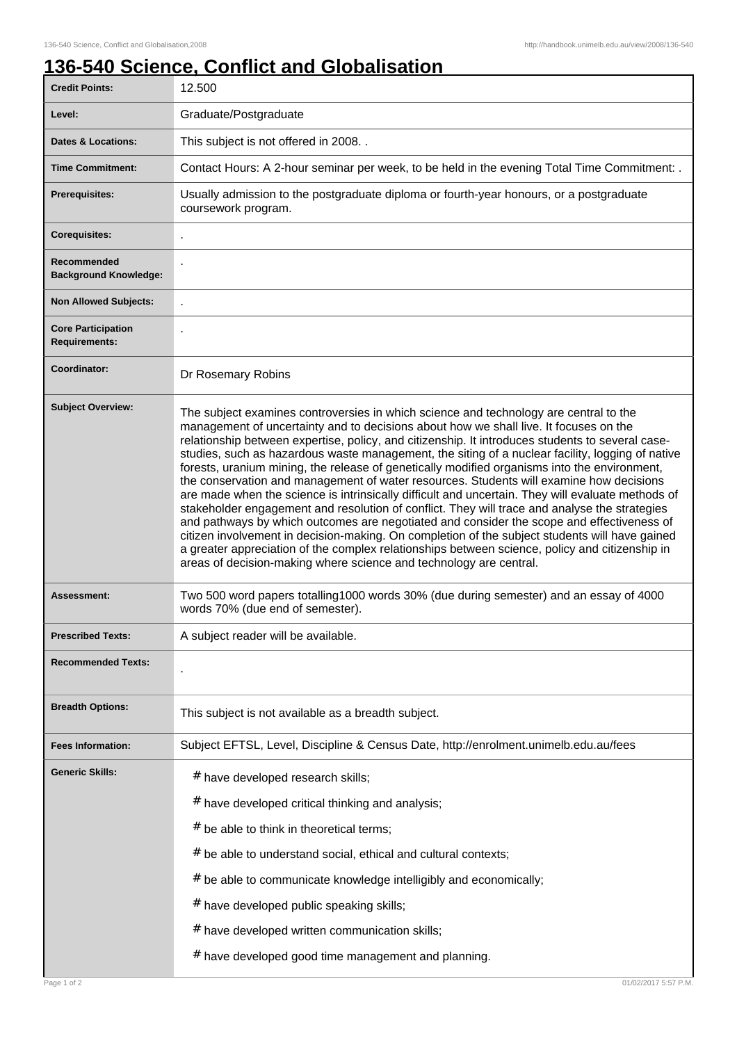# 136-540 Science, Conflict and Globalisation

| | |
|---|---|
| **Credit Points:** | 12.500 |
| **Level:** | Graduate/Postgraduate |
| **Dates & Locations:** | This subject is not offered in 2008. . |
| **Time Commitment:** | Contact Hours: A 2-hour seminar per week, to be held in the evening Total Time Commitment: . |
| **Prerequisites:** | Usually admission to the postgraduate diploma or fourth-year honours, or a postgraduate coursework program. |
| **Corequisites:** | . |
| **Recommended Background Knowledge:** | . |
| **Non Allowed Subjects:** | . |
| **Core Participation Requirements:** | . |
| **Coordinator:** | Dr Rosemary Robins |
| **Subject Overview:** | The subject examines controversies in which science and technology are central to the management of uncertainty and to decisions about how we shall live. It focuses on the relationship between expertise, policy, and citizenship. It introduces students to several case-studies, such as hazardous waste management, the siting of a nuclear facility, logging of native forests, uranium mining, the release of genetically modified organisms into the environment, the conservation and management of water resources. Students will examine how decisions are made when the science is intrinsically difficult and uncertain. They will evaluate methods of stakeholder engagement and resolution of conflict. They will trace and analyse the strategies and pathways by which outcomes are negotiated and consider the scope and effectiveness of citizen involvement in decision-making. On completion of the subject students will have gained a greater appreciation of the complex relationships between science, policy and citizenship in areas of decision-making where science and technology are central. |
| **Assessment:** | Two 500 word papers totalling1000 words 30% (due during semester) and an essay of 4000 words 70% (due end of semester). |
| **Prescribed Texts:** | A subject reader will be available. |
| **Recommended Texts:** | . |
| **Breadth Options:** | This subject is not available as a breadth subject. |
| **Fees Information:** | Subject EFTSL, Level, Discipline & Census Date, http://enrolment.unimelb.edu.au/fees |
| **Generic Skills:** | # have developed research skills; <br> # have developed critical thinking and analysis; <br> # be able to think in theoretical terms; <br> # be able to understand social, ethical and cultural contexts; <br> # be able to communicate knowledge intelligibly and economically; <br> # have developed public speaking skills; <br> # have developed written communication skills; <br> # have developed good time management and planning. |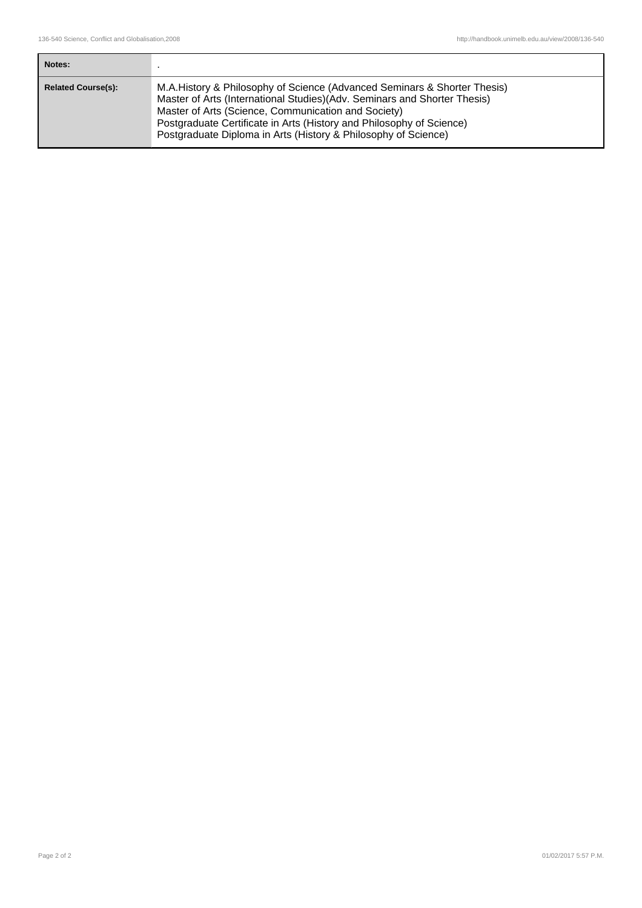| | |
|---|---|
| **Notes:** | . |
| **Related Course(s):** | M.A.History & Philosophy of Science (Advanced Seminars & Shorter Thesis)<br>Master of Arts (International Studies)(Adv. Seminars and Shorter Thesis)<br>Master of Arts (Science, Communication and Society)<br>Postgraduate Certificate in Arts (History and Philosophy of Science)<br>Postgraduate Diploma in Arts (History & Philosophy of Science) |